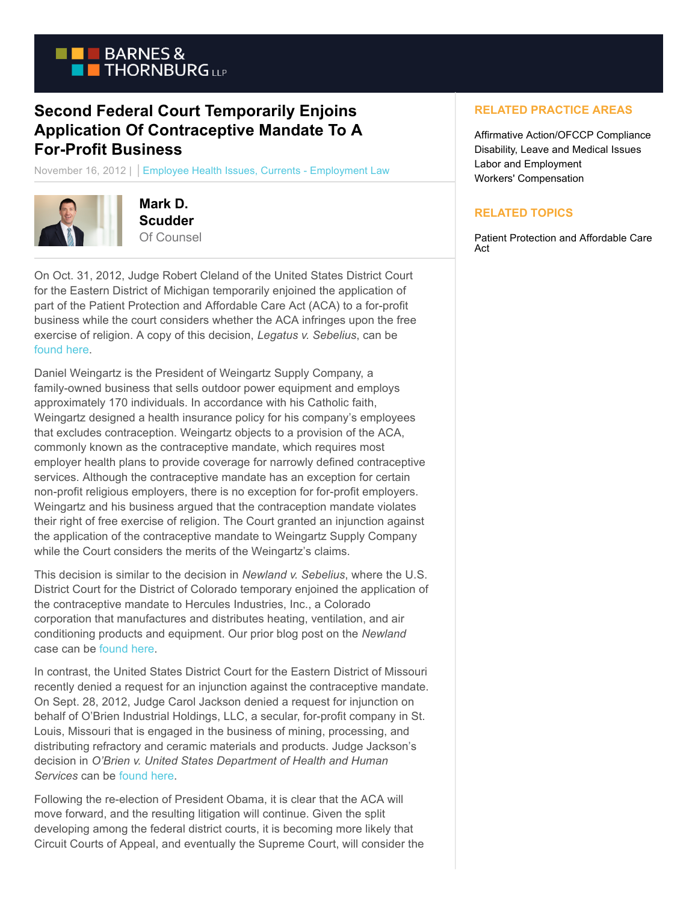# Second Federal Court Temporarily Enjoins Application Of Contraceptive Mandate To A For-Profit Business

November 16, 2012 | Employee Health Issues, Currents - Employment Law

**Mark D. Scudder**
Of Counsel

On Oct. 31, 2012, Judge Robert Cleland of the United States District Court for the Eastern District of Michigan temporarily enjoined the application of part of the Patient Protection and Affordable Care Act (ACA) to a for-profit business while the court considers whether the ACA infringes upon the free exercise of religion. A copy of this decision, *Legatus v. Sebelius*, can be found here.

Daniel Weingartz is the President of Weingartz Supply Company, a family-owned business that sells outdoor power equipment and employs approximately 170 individuals. In accordance with his Catholic faith, Weingartz designed a health insurance policy for his company's employees that excludes contraception. Weingartz objects to a provision of the ACA, commonly known as the contraceptive mandate, which requires most employer health plans to provide coverage for narrowly defined contraceptive services. Although the contraceptive mandate has an exception for certain non-profit religious employers, there is no exception for for-profit employers. Weingartz and his business argued that the contraception mandate violates their right of free exercise of religion. The Court granted an injunction against the application of the contraceptive mandate to Weingartz Supply Company while the Court considers the merits of the Weingartz's claims.

This decision is similar to the decision in *Newland v. Sebelius*, where the U.S. District Court for the District of Colorado temporary enjoined the application of the contraceptive mandate to Hercules Industries, Inc., a Colorado corporation that manufactures and distributes heating, ventilation, and air conditioning products and equipment. Our prior blog post on the *Newland* case can be found here.

In contrast, the United States District Court for the Eastern District of Missouri recently denied a request for an injunction against the contraceptive mandate. On Sept. 28, 2012, Judge Carol Jackson denied a request for injunction on behalf of O'Brien Industrial Holdings, LLC, a secular, for-profit company in St. Louis, Missouri that is engaged in the business of mining, processing, and distributing refractory and ceramic materials and products. Judge Jackson's decision in *O'Brien v. United States Department of Health and Human Services* can be found here.

Following the re-election of President Obama, it is clear that the ACA will move forward, and the resulting litigation will continue. Given the split developing among the federal district courts, it is becoming more likely that Circuit Courts of Appeal, and eventually the Supreme Court, will consider the

## RELATED PRACTICE AREAS

Affirmative Action/OFCCP Compliance
Disability, Leave and Medical Issues
Labor and Employment
Workers' Compensation

## RELATED TOPICS

Patient Protection and Affordable Care Act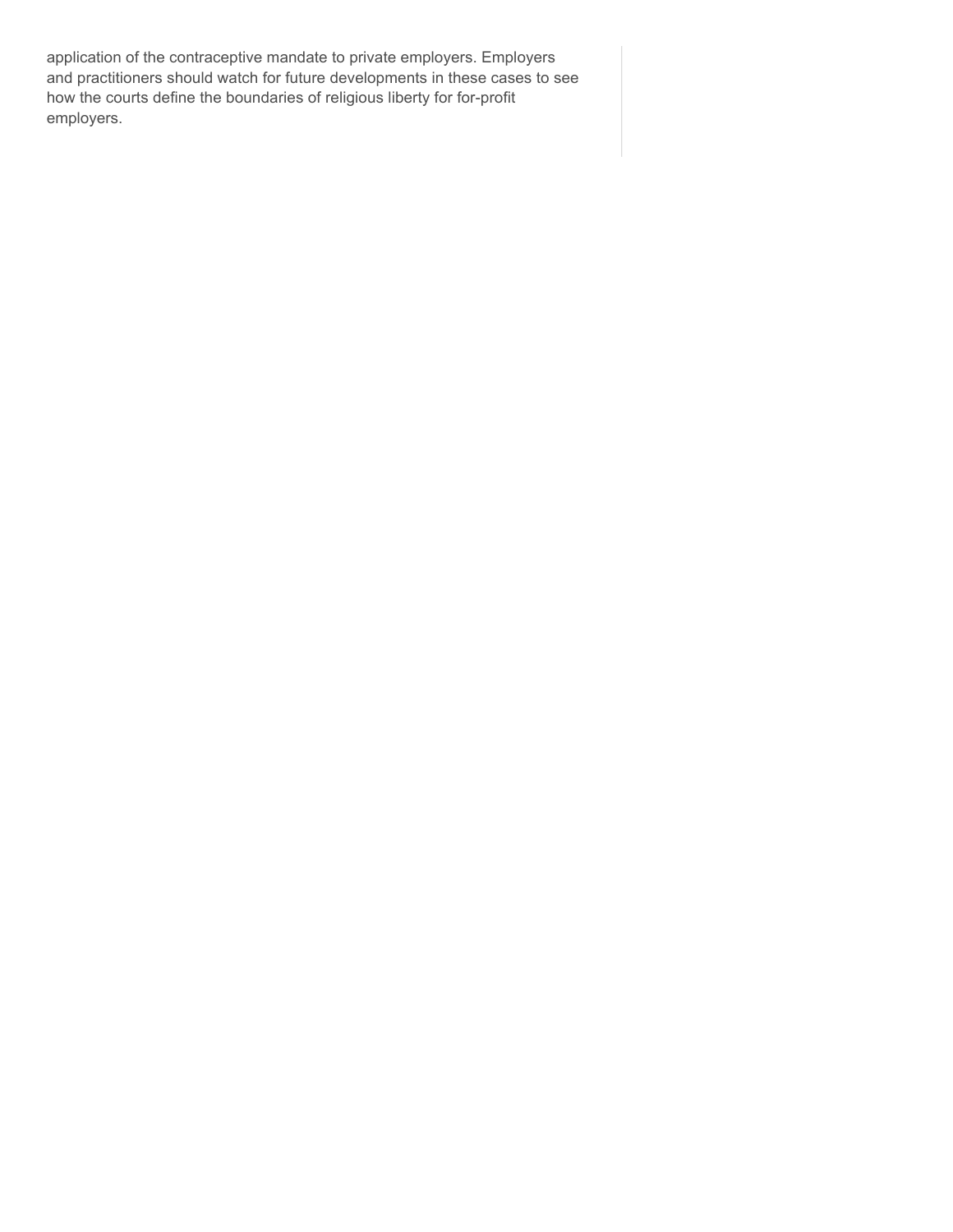application of the contraceptive mandate to private employers. Employers and practitioners should watch for future developments in these cases to see how the courts define the boundaries of religious liberty for for-profit employers.